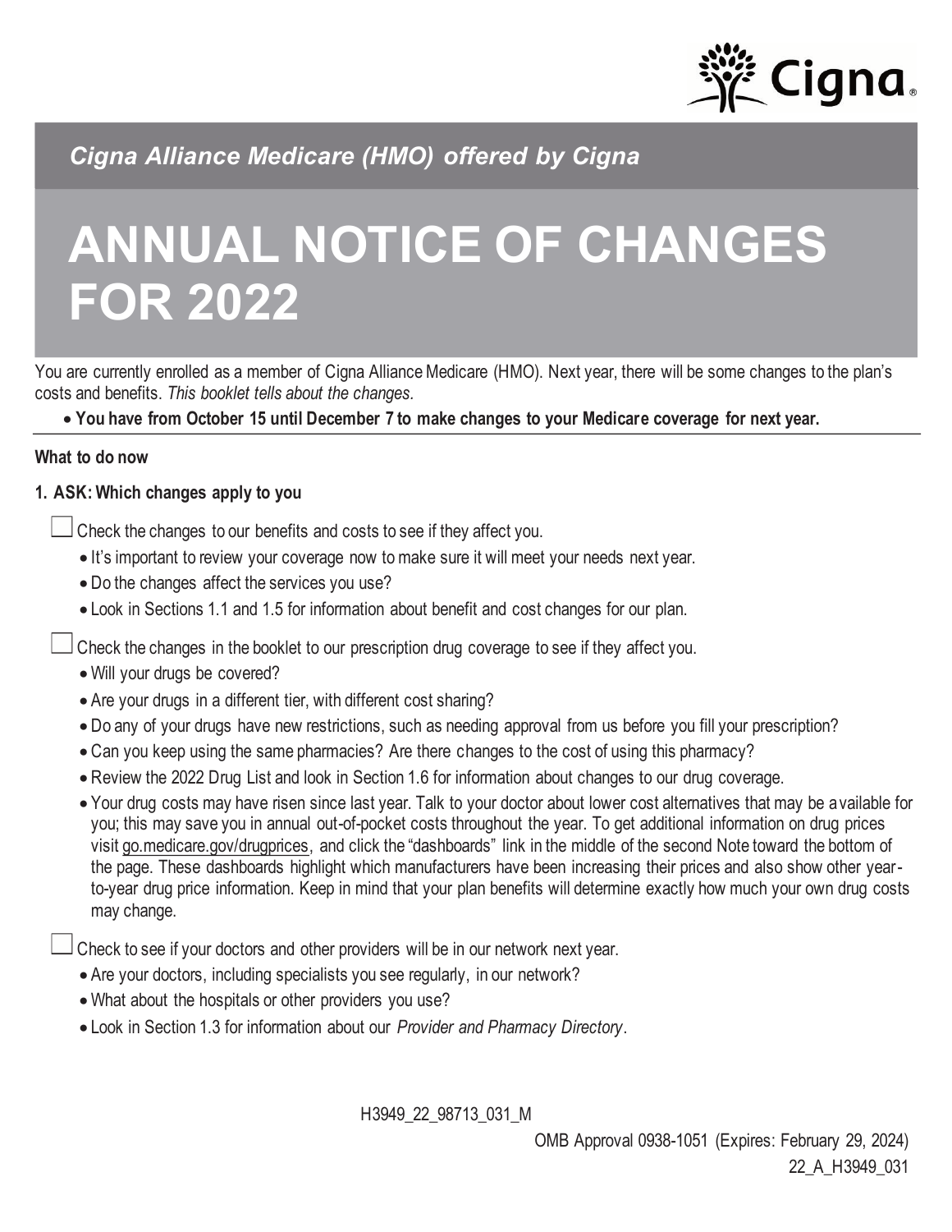*Cigna Alliance Medicare (HMO) offered by Cigna*

# ANNUAL NOTICE OF CHANGES FOR 2022

You are currently enrolled as a member of Cigna Alliance Medicare (HMO). Next year, there will be some changes to the plan's costs and benefits. *This booklet tells about the changes.*

- **You have from October 15 until December 7 to make changes to your Medicare coverage for next year.**

---

**What to do now**

**1. ASK: Which changes apply to you**

☐ Check the changes to our benefits and costs to see if they affect you.

- It's important to review your coverage now to make sure it will meet your needs next year.
- Do the changes affect the services you use?
- Look in Sections 1.1 and 1.5 for information about benefit and cost changes for our plan.

☐ Check the changes in the booklet to our prescription drug coverage to see if they affect you.

- Will your drugs be covered?
- Are your drugs in a different tier, with different cost sharing?
- Do any of your drugs have new restrictions, such as needing approval from us before you fill your prescription?
- Can you keep using the same pharmacies? Are there changes to the cost of using this pharmacy?
- Review the 2022 Drug List and look in Section 1.6 for information about changes to our drug coverage.
- Your drug costs may have risen since last year. Talk to your doctor about lower cost alternatives that may be available for you; this may save you in annual out-of-pocket costs throughout the year. To get additional information on drug prices visit go.medicare.gov/drugprices, and click the "dashboards" link in the middle of the second Note toward the bottom of the page. These dashboards highlight which manufacturers have been increasing their prices and also show other year-to-year drug price information. Keep in mind that your plan benefits will determine exactly how much your own drug costs may change.

☐ Check to see if your doctors and other providers will be in our network next year.

- Are your doctors, including specialists you see regularly, in our network?
- What about the hospitals or other providers you use?
- Look in Section 1.3 for information about our *Provider and Pharmacy Directory*.

H3949_22_98713_031_M

OMB Approval 0938-1051 (Expires: February 29, 2024)

22_A_H3949_031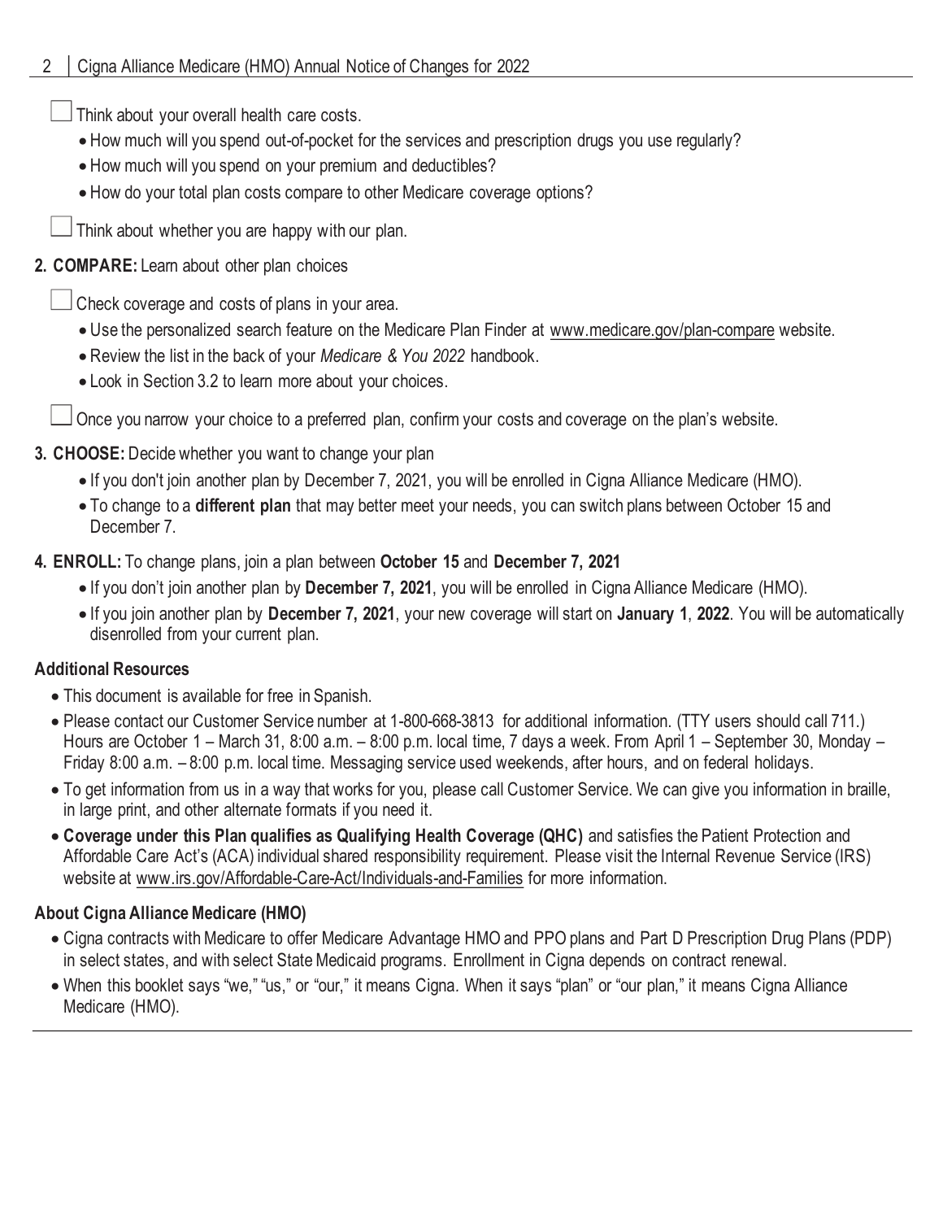- [ ] Think about your overall health care costs.
  - How much will you spend out-of-pocket for the services and prescription drugs you use regularly?
  - How much will you spend on your premium and deductibles?
  - How do your total plan costs compare to other Medicare coverage options?
- [ ] Think about whether you are happy with our plan.

**2. COMPARE:** Learn about other plan choices

- [ ] Check coverage and costs of plans in your area.
  - Use the personalized search feature on the Medicare Plan Finder at www.medicare.gov/plan-compare website.
  - Review the list in the back of your *Medicare & You 2022* handbook.
  - Look in Section 3.2 to learn more about your choices.
- [ ] Once you narrow your choice to a preferred plan, confirm your costs and coverage on the plan's website.

**3. CHOOSE:** Decide whether you want to change your plan

- If you don't join another plan by December 7, 2021, you will be enrolled in Cigna Alliance Medicare (HMO).
- To change to a **different plan** that may better meet your needs, you can switch plans between October 15 and December 7.

**4. ENROLL:** To change plans, join a plan between **October 15** and **December 7, 2021**

- If you don't join another plan by **December 7, 2021**, you will be enrolled in Cigna Alliance Medicare (HMO).
- If you join another plan by **December 7, 2021**, your new coverage will start on **January 1**, **2022**. You will be automatically disenrolled from your current plan.

### Additional Resources

- This document is available for free in Spanish.
- Please contact our Customer Service number at 1-800-668-3813 for additional information. (TTY users should call 711.) Hours are October 1 – March 31, 8:00 a.m. – 8:00 p.m. local time, 7 days a week. From April 1 – September 30, Monday – Friday 8:00 a.m. – 8:00 p.m. local time. Messaging service used weekends, after hours, and on federal holidays.
- To get information from us in a way that works for you, please call Customer Service. We can give you information in braille, in large print, and other alternate formats if you need it.
- **Coverage under this Plan qualifies as Qualifying Health Coverage (QHC)** and satisfies the Patient Protection and Affordable Care Act's (ACA) individual shared responsibility requirement. Please visit the Internal Revenue Service (IRS) website at www.irs.gov/Affordable-Care-Act/Individuals-and-Families for more information.

### About Cigna Alliance Medicare (HMO)

- Cigna contracts with Medicare to offer Medicare Advantage HMO and PPO plans and Part D Prescription Drug Plans (PDP) in select states, and with select State Medicaid programs. Enrollment in Cigna depends on contract renewal.
- When this booklet says "we," "us," or "our," it means Cigna. When it says "plan" or "our plan," it means Cigna Alliance Medicare (HMO).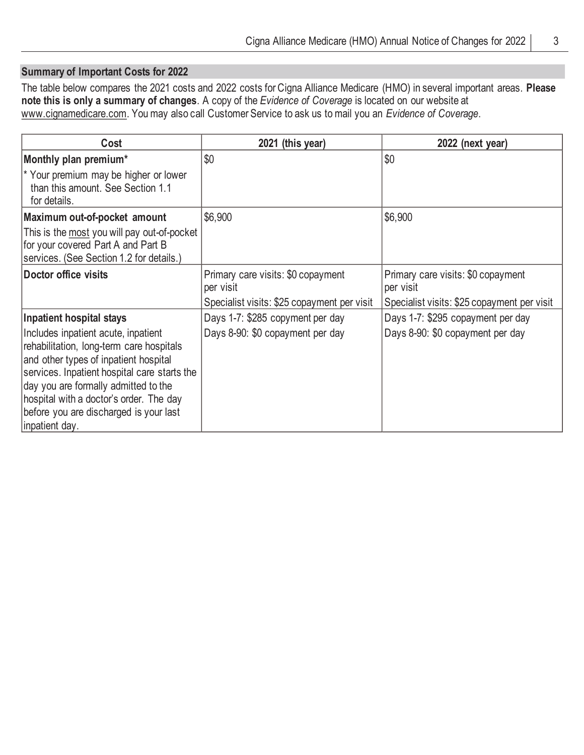## Summary of Important Costs for 2022

The table below compares the 2021 costs and 2022 costs for Cigna Alliance Medicare (HMO) in several important areas. **Please note this is only a summary of changes**. A copy of the *Evidence of Coverage* is located on our website at www.cignamedicare.com. You may also call Customer Service to ask us to mail you an *Evidence of Coverage*.

| Cost | 2021 (this year) | 2022 (next year) |
|---|---|---|
| **Monthly plan premium***<br>* Your premium may be higher or lower than this amount. See Section 1.1 for details. | $0 | $0 |
| **Maximum out-of-pocket amount**<br>This is the most you will pay out-of-pocket for your covered Part A and Part B services. (See Section 1.2 for details.) | $6,900 | $6,900 |
| **Doctor office visits** | Primary care visits: $0 copayment per visit<br>Specialist visits: $25 copayment per visit | Primary care visits: $0 copayment per visit<br>Specialist visits: $25 copayment per visit |
| **Inpatient hospital stays**<br>Includes inpatient acute, inpatient rehabilitation, long-term care hospitals and other types of inpatient hospital services. Inpatient hospital care starts the day you are formally admitted to the hospital with a doctor's order. The day before you are discharged is your last inpatient day. | Days 1-7: $285 copyment per day<br>Days 8-90: $0 copayment per day | Days 1-7: $295 copayment per day<br>Days 8-90: $0 copayment per day |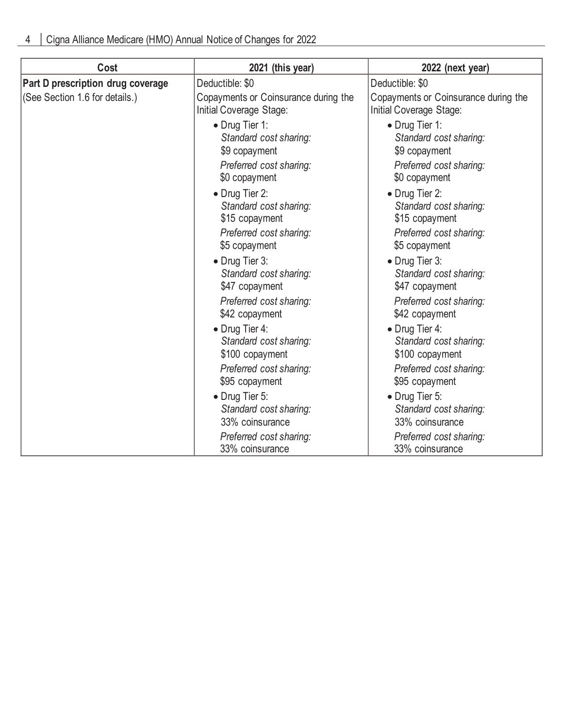| Cost | 2021 (this year) | 2022 (next year) |
|---|---|---|
| **Part D prescription drug coverage**<br>(See Section 1.6 for details.) | Deductible: $0<br>Copayments or Coinsurance during the Initial Coverage Stage:<br>• Drug Tier 1:<br>*Standard cost sharing:*<br>$9 copayment<br>*Preferred cost sharing:*<br>$0 copayment<br>• Drug Tier 2:<br>*Standard cost sharing:*<br>$15 copayment<br>*Preferred cost sharing:*<br>$5 copayment<br>• Drug Tier 3:<br>*Standard cost sharing:*<br>$47 copayment<br>*Preferred cost sharing:*<br>$42 copayment<br>• Drug Tier 4:<br>*Standard cost sharing:*<br>$100 copayment<br>*Preferred cost sharing:*<br>$95 copayment<br>• Drug Tier 5:<br>*Standard cost sharing:*<br>33% coinsurance<br>*Preferred cost sharing:*<br>33% coinsurance | Deductible: $0<br>Copayments or Coinsurance during the Initial Coverage Stage:<br>• Drug Tier 1:<br>*Standard cost sharing:*<br>$9 copayment<br>*Preferred cost sharing:*<br>$0 copayment<br>• Drug Tier 2:<br>*Standard cost sharing:*<br>$15 copayment<br>*Preferred cost sharing:*<br>$5 copayment<br>• Drug Tier 3:<br>*Standard cost sharing:*<br>$47 copayment<br>*Preferred cost sharing:*<br>$42 copayment<br>• Drug Tier 4:<br>*Standard cost sharing:*<br>$100 copayment<br>*Preferred cost sharing:*<br>$95 copayment<br>• Drug Tier 5:<br>*Standard cost sharing:*<br>33% coinsurance<br>*Preferred cost sharing:*<br>33% coinsurance |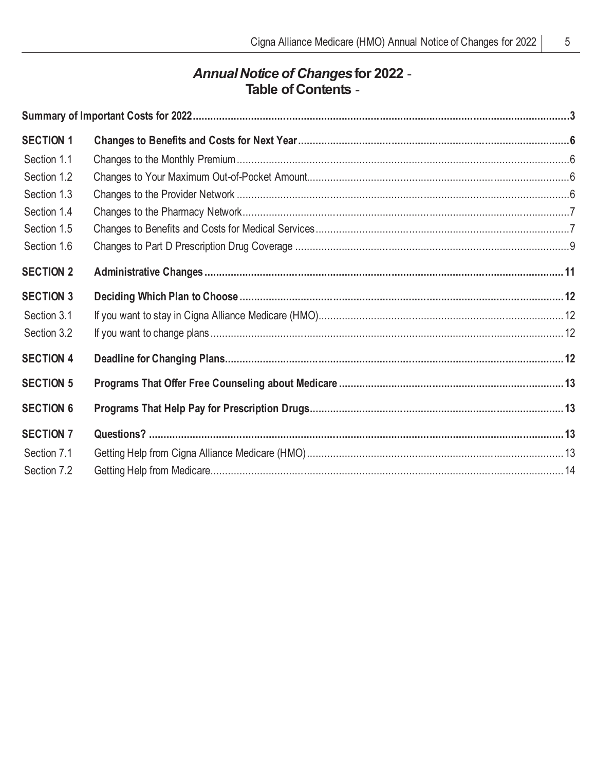# *Annual Notice of Changes* for 2022 - Table of Contents -

| | | |
|---|---|---|
| **Summary of Important Costs for 2022** | | **3** |
| **SECTION 1** | **Changes to Benefits and Costs for Next Year** | **6** |
| Section 1.1 | Changes to the Monthly Premium | 6 |
| Section 1.2 | Changes to Your Maximum Out-of-Pocket Amount | 6 |
| Section 1.3 | Changes to the Provider Network | 6 |
| Section 1.4 | Changes to the Pharmacy Network | 7 |
| Section 1.5 | Changes to Benefits and Costs for Medical Services | 7 |
| Section 1.6 | Changes to Part D Prescription Drug Coverage | 9 |
| **SECTION 2** | **Administrative Changes** | **11** |
| **SECTION 3** | **Deciding Which Plan to Choose** | **12** |
| Section 3.1 | If you want to stay in Cigna Alliance Medicare (HMO) | 12 |
| Section 3.2 | If you want to change plans | 12 |
| **SECTION 4** | **Deadline for Changing Plans** | **12** |
| **SECTION 5** | **Programs That Offer Free Counseling about Medicare** | **13** |
| **SECTION 6** | **Programs That Help Pay for Prescription Drugs** | **13** |
| **SECTION 7** | **Questions?** | **13** |
| Section 7.1 | Getting Help from Cigna Alliance Medicare (HMO) | 13 |
| Section 7.2 | Getting Help from Medicare | 14 |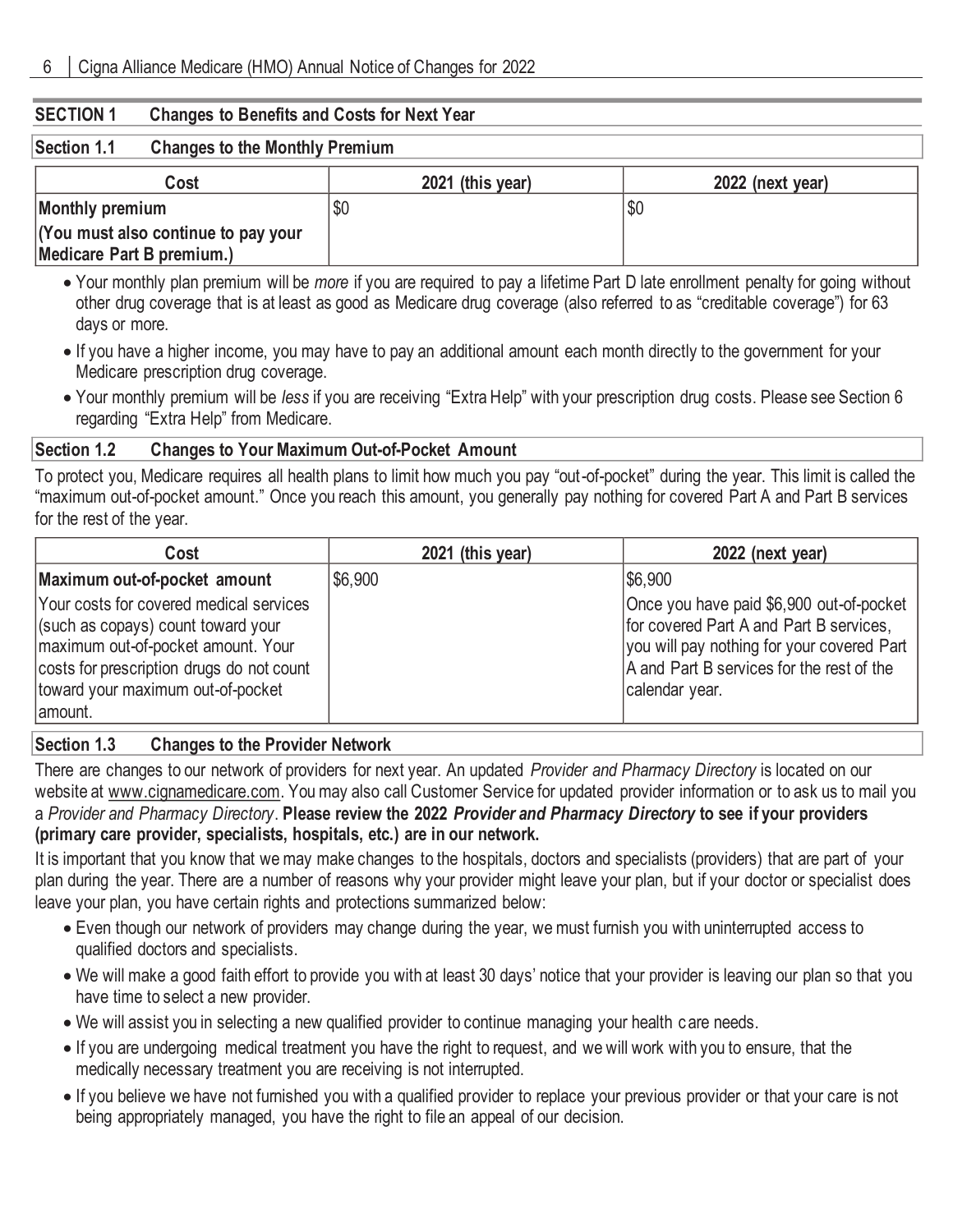## SECTION 1 Changes to Benefits and Costs for Next Year

### Section 1.1 Changes to the Monthly Premium

| Cost | 2021 (this year) | 2022 (next year) |
|---|---|---|
| **Monthly premium**<br>**(You must also continue to pay your Medicare Part B premium.)** | $0 | $0 |

- Your monthly plan premium will be *more* if you are required to pay a lifetime Part D late enrollment penalty for going without other drug coverage that is at least as good as Medicare drug coverage (also referred to as "creditable coverage") for 63 days or more.
- If you have a higher income, you may have to pay an additional amount each month directly to the government for your Medicare prescription drug coverage.
- Your monthly premium will be *less* if you are receiving "Extra Help" with your prescription drug costs. Please see Section 6 regarding "Extra Help" from Medicare.

### Section 1.2 Changes to Your Maximum Out-of-Pocket Amount

To protect you, Medicare requires all health plans to limit how much you pay "out-of-pocket" during the year. This limit is called the "maximum out-of-pocket amount." Once you reach this amount, you generally pay nothing for covered Part A and Part B services for the rest of the year.

| Cost | 2021 (this year) | 2022 (next year) |
|---|---|---|
| **Maximum out-of-pocket amount**<br>Your costs for covered medical services (such as copays) count toward your maximum out-of-pocket amount. Your costs for prescription drugs do not count toward your maximum out-of-pocket amount. | $6,900 | $6,900<br>Once you have paid $6,900 out-of-pocket for covered Part A and Part B services, you will pay nothing for your covered Part A and Part B services for the rest of the calendar year. |

### Section 1.3 Changes to the Provider Network

There are changes to our network of providers for next year. An updated *Provider and Pharmacy Directory* is located on our website at www.cignamedicare.com. You may also call Customer Service for updated provider information or to ask us to mail you a *Provider and Pharmacy Directory*. **Please review the 2022 *Provider and Pharmacy Directory* to see if your providers (primary care provider, specialists, hospitals, etc.) are in our network.**

It is important that you know that we may make changes to the hospitals, doctors and specialists (providers) that are part of your plan during the year. There are a number of reasons why your provider might leave your plan, but if your doctor or specialist does leave your plan, you have certain rights and protections summarized below:

- Even though our network of providers may change during the year, we must furnish you with uninterrupted access to qualified doctors and specialists.
- We will make a good faith effort to provide you with at least 30 days' notice that your provider is leaving our plan so that you have time to select a new provider.
- We will assist you in selecting a new qualified provider to continue managing your health care needs.
- If you are undergoing medical treatment you have the right to request, and we will work with you to ensure, that the medically necessary treatment you are receiving is not interrupted.
- If you believe we have not furnished you with a qualified provider to replace your previous provider or that your care is not being appropriately managed, you have the right to file an appeal of our decision.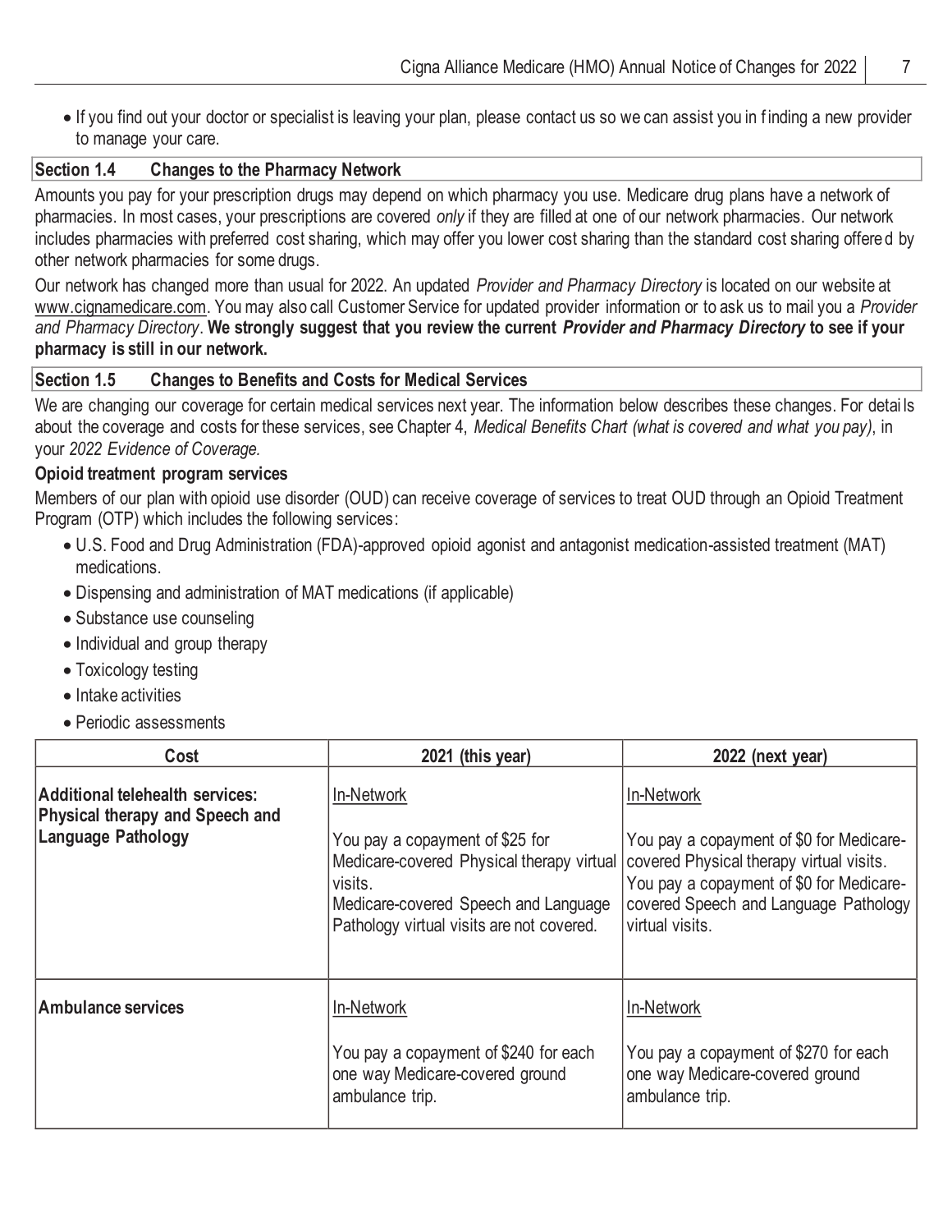- If you find out your doctor or specialist is leaving your plan, please contact us so we can assist you in finding a new provider to manage your care.

## Section 1.4 Changes to the Pharmacy Network

Amounts you pay for your prescription drugs may depend on which pharmacy you use. Medicare drug plans have a network of pharmacies. In most cases, your prescriptions are covered *only* if they are filled at one of our network pharmacies. Our network includes pharmacies with preferred cost sharing, which may offer you lower cost sharing than the standard cost sharing offered by other network pharmacies for some drugs.

Our network has changed more than usual for 2022. An updated *Provider and Pharmacy Directory* is located on our website at www.cignamedicare.com. You may also call Customer Service for updated provider information or to ask us to mail you a *Provider and Pharmacy Directory*. **We strongly suggest that you review the current *Provider and Pharmacy Directory* to see if your pharmacy is still in our network.**

## Section 1.5 Changes to Benefits and Costs for Medical Services

We are changing our coverage for certain medical services next year. The information below describes these changes. For details about the coverage and costs for these services, see Chapter 4, *Medical Benefits Chart (what is covered and what you pay)*, in your *2022 Evidence of Coverage*.

**Opioid treatment program services**

Members of our plan with opioid use disorder (OUD) can receive coverage of services to treat OUD through an Opioid Treatment Program (OTP) which includes the following services:

- U.S. Food and Drug Administration (FDA)-approved opioid agonist and antagonist medication-assisted treatment (MAT) medications.
- Dispensing and administration of MAT medications (if applicable)
- Substance use counseling
- Individual and group therapy
- Toxicology testing
- Intake activities
- Periodic assessments

| Cost | 2021 (this year) | 2022 (next year) |
|---|---|---|
| **Additional telehealth services: Physical therapy and Speech and Language Pathology** | In-Network<br><br>You pay a copayment of $25 for Medicare-covered Physical therapy virtual visits.<br>Medicare-covered Speech and Language Pathology virtual visits are not covered. | In-Network<br><br>You pay a copayment of $0 for Medicare-covered Physical therapy virtual visits.<br>You pay a copayment of $0 for Medicare-covered Speech and Language Pathology virtual visits. |
| **Ambulance services** | In-Network<br><br>You pay a copayment of $240 for each one way Medicare-covered ground ambulance trip. | In-Network<br><br>You pay a copayment of $270 for each one way Medicare-covered ground ambulance trip. |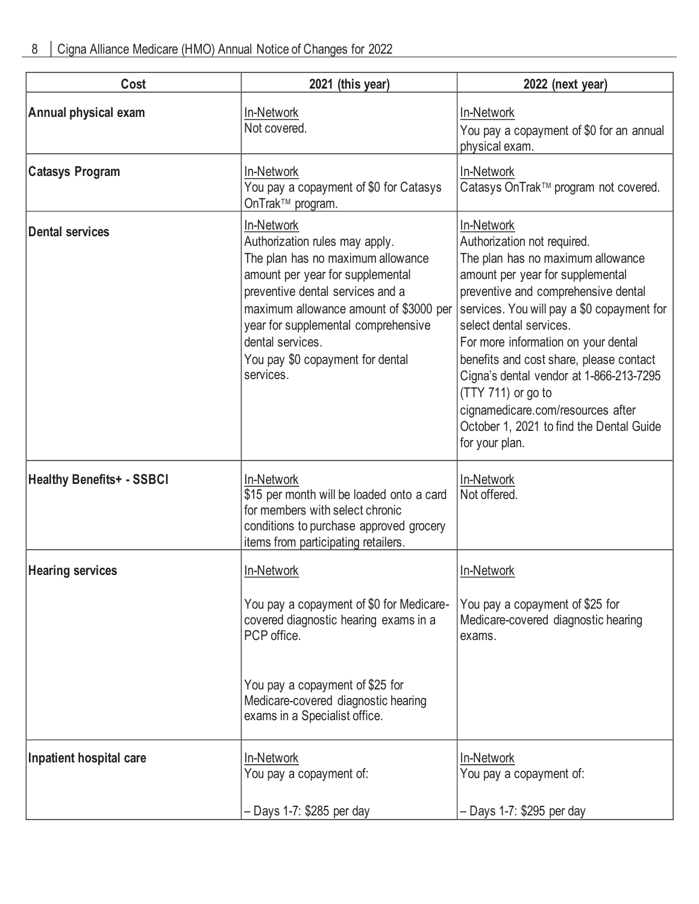| Cost | 2021 (this year) | 2022 (next year) |
|---|---|---|
| **Annual physical exam** | In-Network<br>Not covered. | In-Network<br>You pay a copayment of $0 for an annual physical exam. |
| **Catasys Program** | In-Network<br>You pay a copayment of $0 for Catasys OnTrak™ program. | In-Network<br>Catasys OnTrak™ program not covered. |
| **Dental services** | In-Network<br>Authorization rules may apply.<br>The plan has no maximum allowance amount per year for supplemental preventive dental services and a maximum allowance amount of $3000 per year for supplemental comprehensive dental services.<br>You pay $0 copayment for dental services. | In-Network<br>Authorization not required.<br>The plan has no maximum allowance amount per year for supplemental preventive and comprehensive dental services. You will pay a $0 copayment for select dental services.<br>For more information on your dental benefits and cost share, please contact Cigna's dental vendor at 1-866-213-7295 (TTY 711) or go to cignamedicare.com/resources after October 1, 2021 to find the Dental Guide for your plan. |
| **Healthy Benefits+ - SSBCI** | In-Network<br>$15 per month will be loaded onto a card for members with select chronic conditions to purchase approved grocery items from participating retailers. | In-Network<br>Not offered. |
| **Hearing services** | In-Network<br><br>You pay a copayment of $0 for Medicare-covered diagnostic hearing exams in a PCP office.<br><br>You pay a copayment of $25 for Medicare-covered diagnostic hearing exams in a Specialist office. | In-Network<br><br>You pay a copayment of $25 for Medicare-covered diagnostic hearing exams. |
| **Inpatient hospital care** | In-Network<br>You pay a copayment of:<br><br>– Days 1-7: $285 per day | In-Network<br>You pay a copayment of:<br><br>– Days 1-7: $295 per day |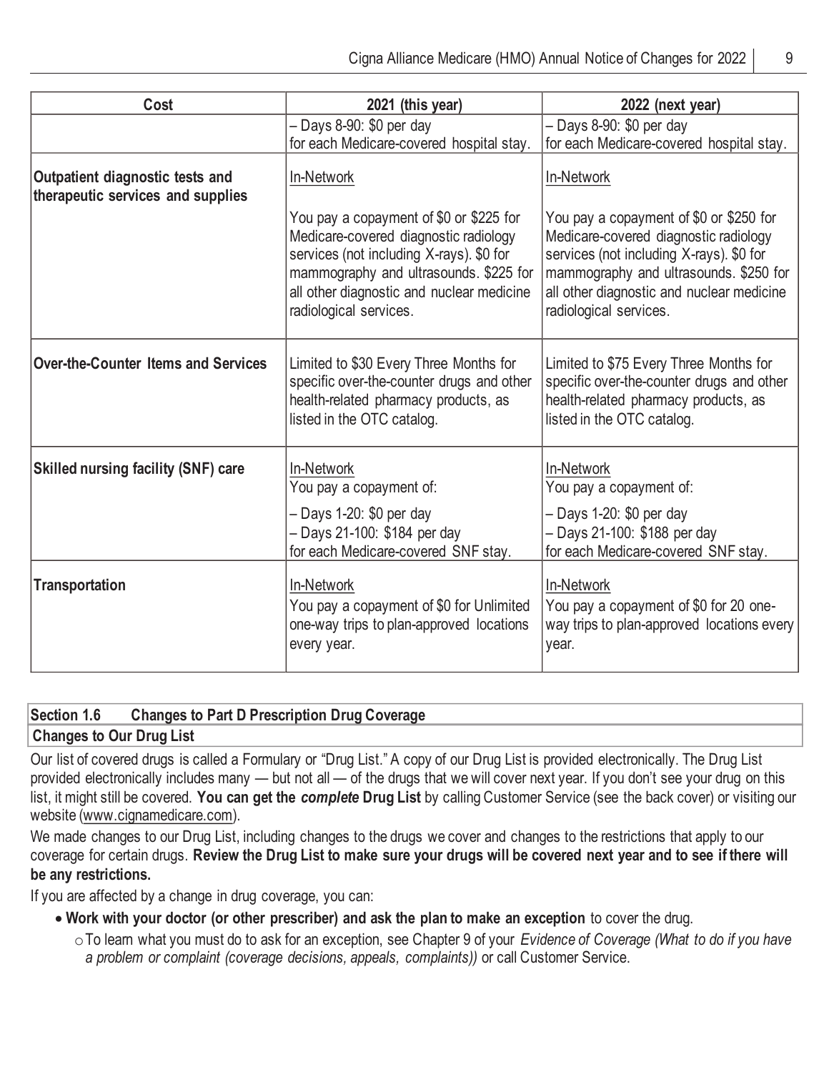| Cost | 2021 (this year) | 2022 (next year) |
|---|---|---|
| | – Days 8-90: $0 per day for each Medicare-covered hospital stay. | – Days 8-90: $0 per day for each Medicare-covered hospital stay. |
| **Outpatient diagnostic tests and therapeutic services and supplies** | In-Network<br><br>You pay a copayment of $0 or $225 for Medicare-covered diagnostic radiology services (not including X-rays). $0 for mammography and ultrasounds. $225 for all other diagnostic and nuclear medicine radiological services. | In-Network<br><br>You pay a copayment of $0 or $250 for Medicare-covered diagnostic radiology services (not including X-rays). $0 for mammography and ultrasounds. $250 for all other diagnostic and nuclear medicine radiological services. |
| **Over-the-Counter Items and Services** | Limited to $30 Every Three Months for specific over-the-counter drugs and other health-related pharmacy products, as listed in the OTC catalog. | Limited to $75 Every Three Months for specific over-the-counter drugs and other health-related pharmacy products, as listed in the OTC catalog. |
| **Skilled nursing facility (SNF) care** | In-Network<br>You pay a copayment of:<br><br>– Days 1-20: $0 per day<br>– Days 21-100: $184 per day<br>for each Medicare-covered SNF stay. | In-Network<br>You pay a copayment of:<br><br>– Days 1-20: $0 per day<br>– Days 21-100: $188 per day<br>for each Medicare-covered SNF stay. |
| **Transportation** | In-Network<br>You pay a copayment of $0 for Unlimited one-way trips to plan-approved locations every year. | In-Network<br>You pay a copayment of $0 for 20 one-way trips to plan-approved locations every year. |

## Section 1.6 Changes to Part D Prescription Drug Coverage

### Changes to Our Drug List

Our list of covered drugs is called a Formulary or "Drug List." A copy of our Drug List is provided electronically. The Drug List provided electronically includes many — but not all — of the drugs that we will cover next year. If you don't see your drug on this list, it might still be covered. **You can get the *complete* Drug List** by calling Customer Service (see the back cover) or visiting our website (www.cignamedicare.com).

We made changes to our Drug List, including changes to the drugs we cover and changes to the restrictions that apply to our coverage for certain drugs. **Review the Drug List to make sure your drugs will be covered next year and to see if there will be any restrictions.**

If you are affected by a change in drug coverage, you can:

- **Work with your doctor (or other prescriber) and ask the plan to make an exception** to cover the drug.
  - To learn what you must do to ask for an exception, see Chapter 9 of your *Evidence of Coverage (What to do if you have a problem or complaint (coverage decisions, appeals, complaints))* or call Customer Service.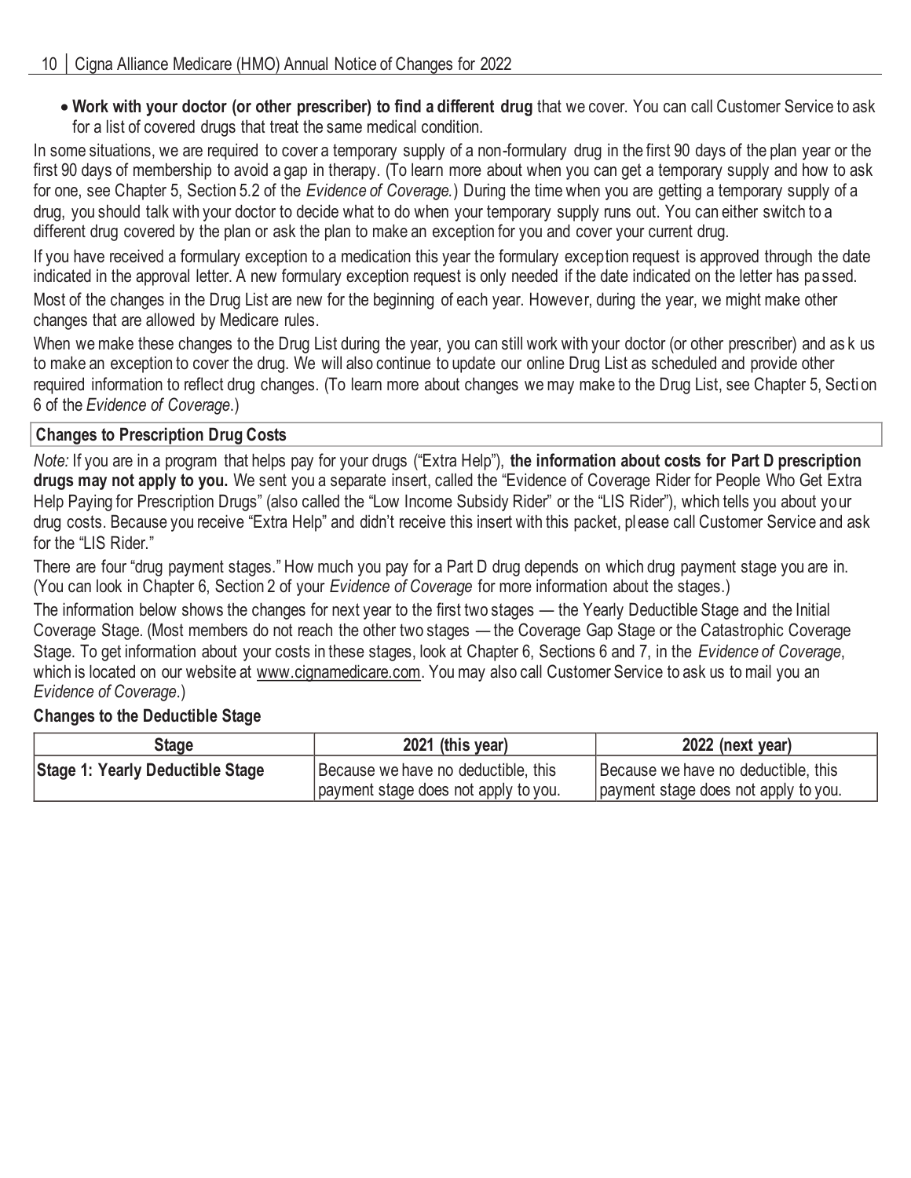- **Work with your doctor (or other prescriber) to find a different drug** that we cover. You can call Customer Service to ask for a list of covered drugs that treat the same medical condition.

In some situations, we are required to cover a temporary supply of a non-formulary drug in the first 90 days of the plan year or the first 90 days of membership to avoid a gap in therapy. (To learn more about when you can get a temporary supply and how to ask for one, see Chapter 5, Section 5.2 of the *Evidence of Coverage.*) During the time when you are getting a temporary supply of a drug, you should talk with your doctor to decide what to do when your temporary supply runs out. You can either switch to a different drug covered by the plan or ask the plan to make an exception for you and cover your current drug.

If you have received a formulary exception to a medication this year the formulary exception request is approved through the date indicated in the approval letter. A new formulary exception request is only needed if the date indicated on the letter has passed.

Most of the changes in the Drug List are new for the beginning of each year. However, during the year, we might make other changes that are allowed by Medicare rules.

When we make these changes to the Drug List during the year, you can still work with your doctor (or other prescriber) and ask us to make an exception to cover the drug. We will also continue to update our online Drug List as scheduled and provide other required information to reflect drug changes. (To learn more about changes we may make to the Drug List, see Chapter 5, Section 6 of the *Evidence of Coverage*.)

### Changes to Prescription Drug Costs

*Note:* If you are in a program that helps pay for your drugs ("Extra Help"), **the information about costs for Part D prescription drugs may not apply to you.** We sent you a separate insert, called the "Evidence of Coverage Rider for People Who Get Extra Help Paying for Prescription Drugs" (also called the "Low Income Subsidy Rider" or the "LIS Rider"), which tells you about your drug costs. Because you receive "Extra Help" and didn't receive this insert with this packet, please call Customer Service and ask for the "LIS Rider."

There are four "drug payment stages." How much you pay for a Part D drug depends on which drug payment stage you are in. (You can look in Chapter 6, Section 2 of your *Evidence of Coverage* for more information about the stages.)

The information below shows the changes for next year to the first two stages — the Yearly Deductible Stage and the Initial Coverage Stage. (Most members do not reach the other two stages — the Coverage Gap Stage or the Catastrophic Coverage Stage. To get information about your costs in these stages, look at Chapter 6, Sections 6 and 7, in the *Evidence of Coverage*, which is located on our website at www.cignamedicare.com. You may also call Customer Service to ask us to mail you an *Evidence of Coverage*.)

#### Changes to the Deductible Stage

| Stage | 2021 (this year) | 2022 (next year) |
|---|---|---|
| **Stage 1: Yearly Deductible Stage** | Because we have no deductible, this payment stage does not apply to you. | Because we have no deductible, this payment stage does not apply to you. |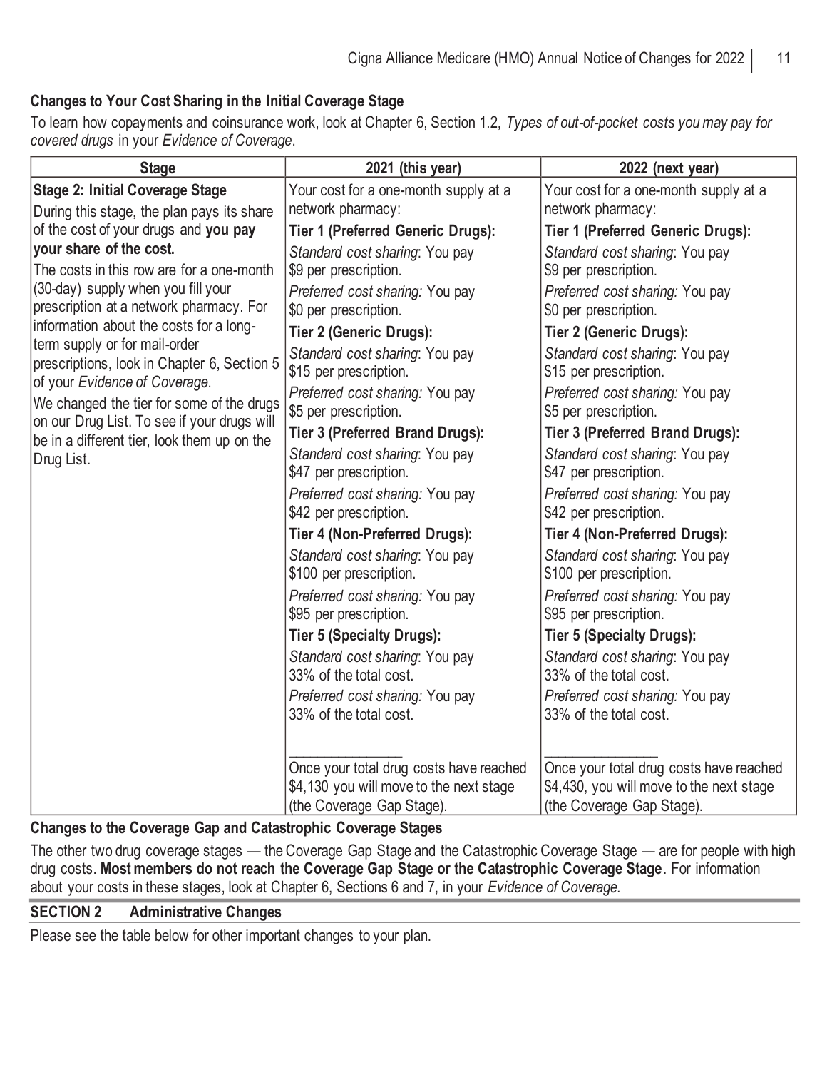### Changes to Your Cost Sharing in the Initial Coverage Stage

To learn how copayments and coinsurance work, look at Chapter 6, Section 1.2, *Types of out-of-pocket costs you may pay for covered drugs* in your *Evidence of Coverage*.

| Stage | 2021 (this year) | 2022 (next year) |
|---|---|---|
| **Stage 2: Initial Coverage Stage**<br>During this stage, the plan pays its share of the cost of your drugs and **you pay your share of the cost.**<br>The costs in this row are for a one-month (30-day) supply when you fill your prescription at a network pharmacy. For information about the costs for a long-term supply or for mail-order prescriptions, look in Chapter 6, Section 5 of your *Evidence of Coverage*.<br>We changed the tier for some of the drugs on our Drug List. To see if your drugs will be in a different tier, look them up on the Drug List. | Your cost for a one-month supply at a network pharmacy:<br>**Tier 1 (Preferred Generic Drugs):**<br>*Standard cost sharing*: You pay $9 per prescription.<br>*Preferred cost sharing:* You pay $0 per prescription.<br>**Tier 2 (Generic Drugs):**<br>*Standard cost sharing*: You pay $15 per prescription.<br>*Preferred cost sharing:* You pay $5 per prescription.<br>**Tier 3 (Preferred Brand Drugs):**<br>*Standard cost sharing*: You pay $47 per prescription.<br>*Preferred cost sharing:* You pay $42 per prescription.<br>**Tier 4 (Non-Preferred Drugs):**<br>*Standard cost sharing*: You pay $100 per prescription.<br>*Preferred cost sharing:* You pay $95 per prescription.<br>**Tier 5 (Specialty Drugs):**<br>*Standard cost sharing*: You pay 33% of the total cost.<br>*Preferred cost sharing:* You pay 33% of the total cost.<br>_______________<br>Once your total drug costs have reached $4,130 you will move to the next stage (the Coverage Gap Stage). | Your cost for a one-month supply at a network pharmacy:<br>**Tier 1 (Preferred Generic Drugs):**<br>*Standard cost sharing*: You pay $9 per prescription.<br>*Preferred cost sharing:* You pay $0 per prescription.<br>**Tier 2 (Generic Drugs):**<br>*Standard cost sharing*: You pay $15 per prescription.<br>*Preferred cost sharing:* You pay $5 per prescription.<br>**Tier 3 (Preferred Brand Drugs):**<br>*Standard cost sharing*: You pay $47 per prescription.<br>*Preferred cost sharing:* You pay $42 per prescription.<br>**Tier 4 (Non-Preferred Drugs):**<br>*Standard cost sharing*: You pay $100 per prescription.<br>*Preferred cost sharing:* You pay $95 per prescription.<br>**Tier 5 (Specialty Drugs):**<br>*Standard cost sharing*: You pay 33% of the total cost.<br>*Preferred cost sharing:* You pay 33% of the total cost.<br>_______________<br>Once your total drug costs have reached $4,430, you will move to the next stage (the Coverage Gap Stage). |

### Changes to the Coverage Gap and Catastrophic Coverage Stages

The other two drug coverage stages — the Coverage Gap Stage and the Catastrophic Coverage Stage — are for people with high drug costs. **Most members do not reach the Coverage Gap Stage or the Catastrophic Coverage Stage**. For information about your costs in these stages, look at Chapter 6, Sections 6 and 7, in your *Evidence of Coverage*.

## SECTION 2 Administrative Changes

Please see the table below for other important changes to your plan.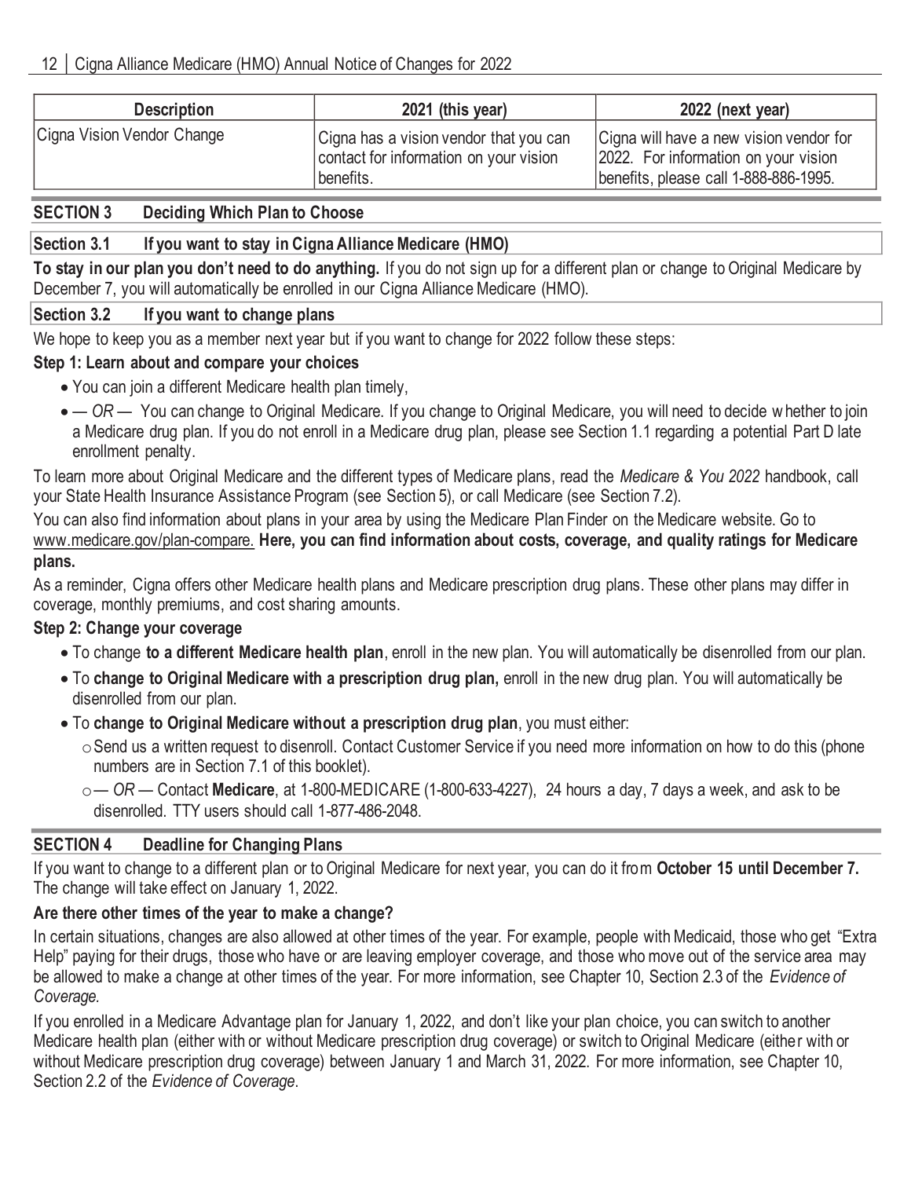| Description | 2021 (this year) | 2022 (next year) |
|---|---|---|
| Cigna Vision Vendor Change | Cigna has a vision vendor that you can contact for information on your vision benefits. | Cigna will have a new vision vendor for 2022. For information on your vision benefits, please call 1-888-886-1995. |

## SECTION 3 Deciding Which Plan to Choose

### Section 3.1 If you want to stay in Cigna Alliance Medicare (HMO)

**To stay in our plan you don't need to do anything.** If you do not sign up for a different plan or change to Original Medicare by December 7, you will automatically be enrolled in our Cigna Alliance Medicare (HMO).

### Section 3.2 If you want to change plans

We hope to keep you as a member next year but if you want to change for 2022 follow these steps:

**Step 1: Learn about and compare your choices**

- You can join a different Medicare health plan timely,
- *— OR —* You can change to Original Medicare. If you change to Original Medicare, you will need to decide whether to join a Medicare drug plan. If you do not enroll in a Medicare drug plan, please see Section 1.1 regarding a potential Part D late enrollment penalty.

To learn more about Original Medicare and the different types of Medicare plans, read the *Medicare & You 2022* handbook, call your State Health Insurance Assistance Program (see Section 5), or call Medicare (see Section 7.2).

You can also find information about plans in your area by using the Medicare Plan Finder on the Medicare website. Go to www.medicare.gov/plan-compare. **Here, you can find information about costs, coverage, and quality ratings for Medicare plans.**

As a reminder, Cigna offers other Medicare health plans and Medicare prescription drug plans. These other plans may differ in coverage, monthly premiums, and cost sharing amounts.

**Step 2: Change your coverage**

- To change **to a different Medicare health plan**, enroll in the new plan. You will automatically be disenrolled from our plan.
- To **change to Original Medicare with a prescription drug plan,** enroll in the new drug plan. You will automatically be disenrolled from our plan.
- To **change to Original Medicare without a prescription drug plan**, you must either:
  - Send us a written request to disenroll. Contact Customer Service if you need more information on how to do this (phone numbers are in Section 7.1 of this booklet).
  - *— OR —* Contact **Medicare**, at 1-800-MEDICARE (1-800-633-4227), 24 hours a day, 7 days a week, and ask to be disenrolled. TTY users should call 1-877-486-2048.

## SECTION 4 Deadline for Changing Plans

If you want to change to a different plan or to Original Medicare for next year, you can do it from **October 15 until December 7.** The change will take effect on January 1, 2022.

**Are there other times of the year to make a change?**

In certain situations, changes are also allowed at other times of the year. For example, people with Medicaid, those who get "Extra Help" paying for their drugs, those who have or are leaving employer coverage, and those who move out of the service area may be allowed to make a change at other times of the year. For more information, see Chapter 10, Section 2.3 of the *Evidence of Coverage.*

If you enrolled in a Medicare Advantage plan for January 1, 2022, and don't like your plan choice, you can switch to another Medicare health plan (either with or without Medicare prescription drug coverage) or switch to Original Medicare (either with or without Medicare prescription drug coverage) between January 1 and March 31, 2022. For more information, see Chapter 10, Section 2.2 of the *Evidence of Coverage*.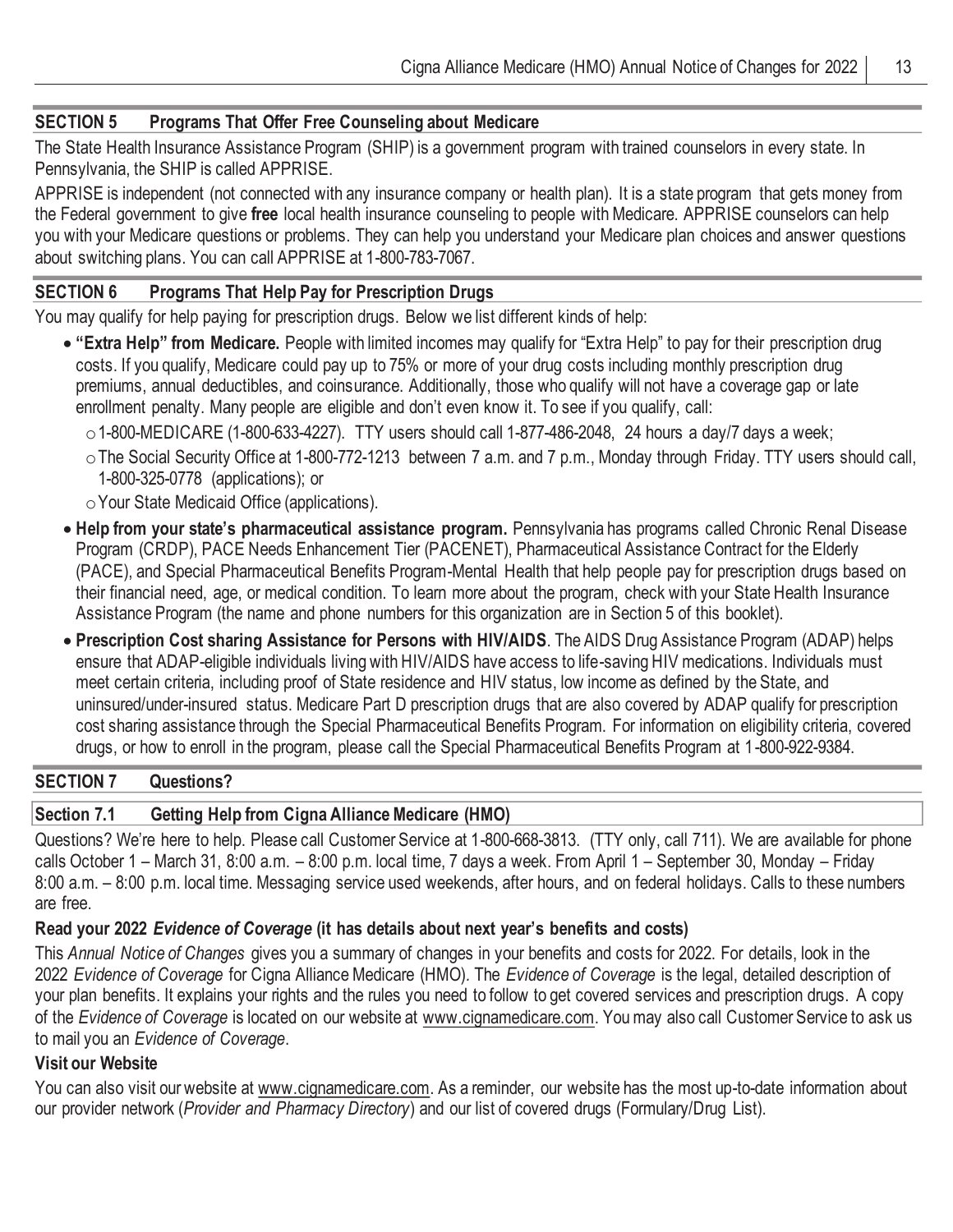## SECTION 5 Programs That Offer Free Counseling about Medicare

The State Health Insurance Assistance Program (SHIP) is a government program with trained counselors in every state. In Pennsylvania, the SHIP is called APPRISE.

APPRISE is independent (not connected with any insurance company or health plan). It is a state program that gets money from the Federal government to give **free** local health insurance counseling to people with Medicare. APPRISE counselors can help you with your Medicare questions or problems. They can help you understand your Medicare plan choices and answer questions about switching plans. You can call APPRISE at 1-800-783-7067.

## SECTION 6 Programs That Help Pay for Prescription Drugs

You may qualify for help paying for prescription drugs. Below we list different kinds of help:

- **"Extra Help" from Medicare.** People with limited incomes may qualify for "Extra Help" to pay for their prescription drug costs. If you qualify, Medicare could pay up to 75% or more of your drug costs including monthly prescription drug premiums, annual deductibles, and coinsurance. Additionally, those who qualify will not have a coverage gap or late enrollment penalty. Many people are eligible and don't even know it. To see if you qualify, call:
  - 1-800-MEDICARE (1-800-633-4227). TTY users should call 1-877-486-2048, 24 hours a day/7 days a week;
  - The Social Security Office at 1-800-772-1213 between 7 a.m. and 7 p.m., Monday through Friday. TTY users should call, 1-800-325-0778 (applications); or
  - Your State Medicaid Office (applications).
- **Help from your state's pharmaceutical assistance program.** Pennsylvania has programs called Chronic Renal Disease Program (CRDP), PACE Needs Enhancement Tier (PACENET), Pharmaceutical Assistance Contract for the Elderly (PACE), and Special Pharmaceutical Benefits Program-Mental Health that help people pay for prescription drugs based on their financial need, age, or medical condition. To learn more about the program, check with your State Health Insurance Assistance Program (the name and phone numbers for this organization are in Section 5 of this booklet).
- **Prescription Cost sharing Assistance for Persons with HIV/AIDS**. The AIDS Drug Assistance Program (ADAP) helps ensure that ADAP-eligible individuals living with HIV/AIDS have access to life-saving HIV medications. Individuals must meet certain criteria, including proof of State residence and HIV status, low income as defined by the State, and uninsured/under-insured status. Medicare Part D prescription drugs that are also covered by ADAP qualify for prescription cost sharing assistance through the Special Pharmaceutical Benefits Program. For information on eligibility criteria, covered drugs, or how to enroll in the program, please call the Special Pharmaceutical Benefits Program at 1-800-922-9384.

## SECTION 7 Questions?

### Section 7.1 Getting Help from Cigna Alliance Medicare (HMO)

Questions? We're here to help. Please call Customer Service at 1-800-668-3813. (TTY only, call 711). We are available for phone calls October 1 – March 31, 8:00 a.m. – 8:00 p.m. local time, 7 days a week. From April 1 – September 30, Monday – Friday 8:00 a.m. – 8:00 p.m. local time. Messaging service used weekends, after hours, and on federal holidays. Calls to these numbers are free.

#### Read your 2022 *Evidence of Coverage* (it has details about next year's benefits and costs)

This *Annual Notice of Changes* gives you a summary of changes in your benefits and costs for 2022. For details, look in the 2022 *Evidence of Coverage* for Cigna Alliance Medicare (HMO). The *Evidence of Coverage* is the legal, detailed description of your plan benefits. It explains your rights and the rules you need to follow to get covered services and prescription drugs. A copy of the *Evidence of Coverage* is located on our website at www.cignamedicare.com. You may also call Customer Service to ask us to mail you an *Evidence of Coverage*.

#### Visit our Website

You can also visit our website at www.cignamedicare.com. As a reminder, our website has the most up-to-date information about our provider network (*Provider and Pharmacy Directory*) and our list of covered drugs (Formulary/Drug List).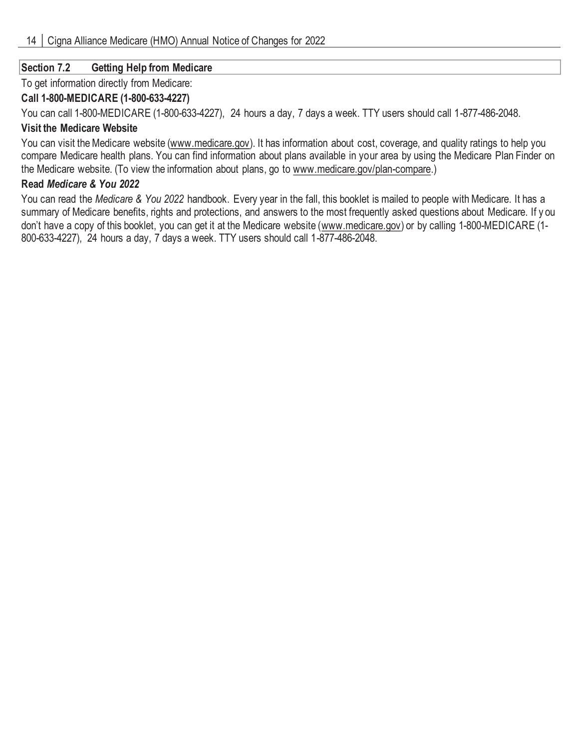## Section 7.2 Getting Help from Medicare

To get information directly from Medicare:

**Call 1-800-MEDICARE (1-800-633-4227)**

You can call 1-800-MEDICARE (1-800-633-4227), 24 hours a day, 7 days a week. TTY users should call 1-877-486-2048.

**Visit the Medicare Website**

You can visit the Medicare website (www.medicare.gov). It has information about cost, coverage, and quality ratings to help you compare Medicare health plans. You can find information about plans available in your area by using the Medicare Plan Finder on the Medicare website. (To view the information about plans, go to www.medicare.gov/plan-compare.)

**Read *Medicare & You 2022***

You can read the *Medicare & You 2022* handbook. Every year in the fall, this booklet is mailed to people with Medicare. It has a summary of Medicare benefits, rights and protections, and answers to the most frequently asked questions about Medicare. If you don't have a copy of this booklet, you can get it at the Medicare website (www.medicare.gov) or by calling 1-800-MEDICARE (1-800-633-4227), 24 hours a day, 7 days a week. TTY users should call 1-877-486-2048.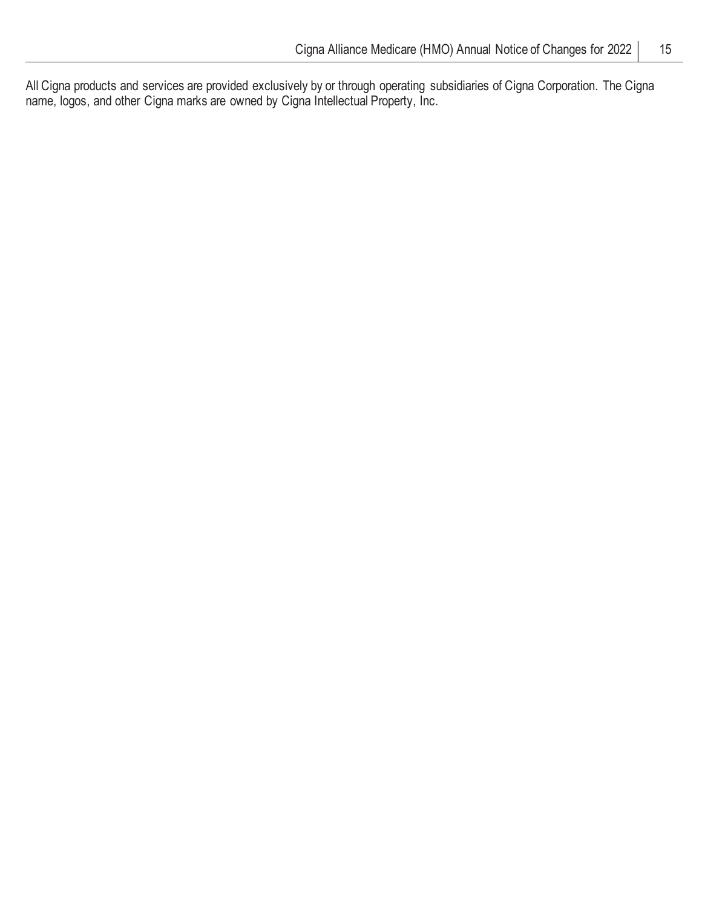All Cigna products and services are provided exclusively by or through operating subsidiaries of Cigna Corporation. The Cigna name, logos, and other Cigna marks are owned by Cigna Intellectual Property, Inc.